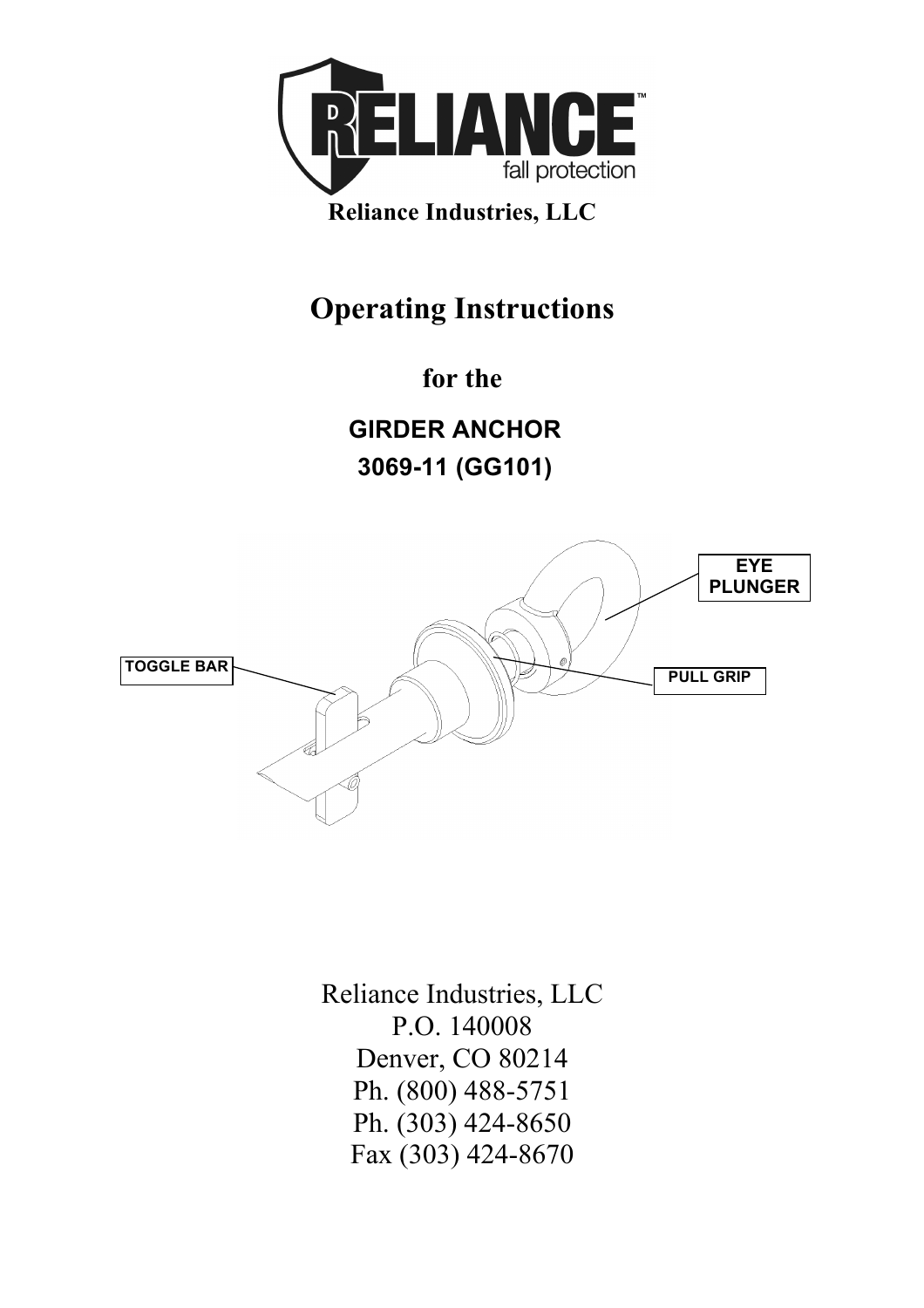Reliance Industries, LLC

# Operating Instructions

## for the

## GIRDER ANCHOR
## 3069-11 (GG101)

EYE PLUNGER

TOGGLE BAR

PULL GRIP

Reliance Industries, LLC
P.O. 140008
Denver, CO 80214
Ph. (800) 488-5751
Ph. (303) 424-8650
Fax (303) 424-8670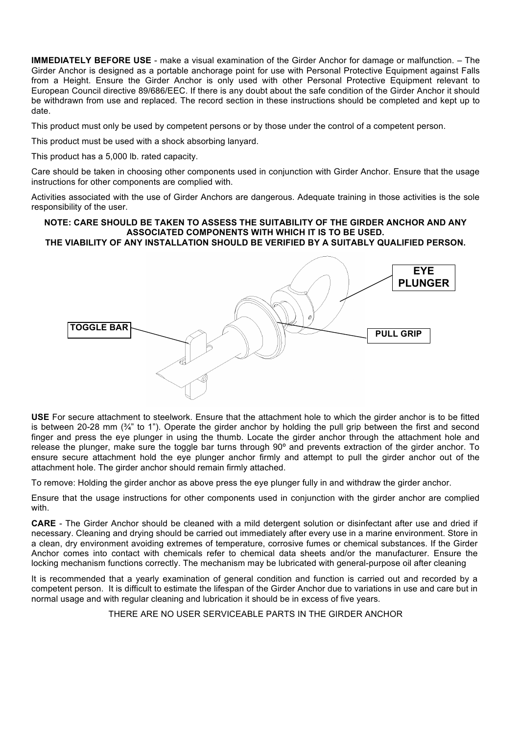**IMMEDIATELY BEFORE USE** - make a visual examination of the Girder Anchor for damage or malfunction. – The Girder Anchor is designed as a portable anchorage point for use with Personal Protective Equipment against Falls from a Height. Ensure the Girder Anchor is only used with other Personal Protective Equipment relevant to European Council directive 89/686/EEC. If there is any doubt about the safe condition of the Girder Anchor it should be withdrawn from use and replaced. The record section in these instructions should be completed and kept up to date.

This product must only be used by competent persons or by those under the control of a competent person.

This product must be used with a shock absorbing lanyard.

This product has a 5,000 lb. rated capacity.

Care should be taken in choosing other components used in conjunction with Girder Anchor. Ensure that the usage instructions for other components are complied with.

Activities associated with the use of Girder Anchors are dangerous. Adequate training in those activities is the sole responsibility of the user.

**NOTE: CARE SHOULD BE TAKEN TO ASSESS THE SUITABILITY OF THE GIRDER ANCHOR AND ANY ASSOCIATED COMPONENTS WITH WHICH IT IS TO BE USED.**
**THE VIABILITY OF ANY INSTALLATION SHOULD BE VERIFIED BY A SUITABLY QUALIFIED PERSON.**

**EYE PLUNGER**

**TOGGLE BAR**

**PULL GRIP**

**USE** For secure attachment to steelwork. Ensure that the attachment hole to which the girder anchor is to be fitted is between 20-28 mm (¾" to 1"). Operate the girder anchor by holding the pull grip between the first and second finger and press the eye plunger in using the thumb. Locate the girder anchor through the attachment hole and release the plunger, make sure the toggle bar turns through 90º and prevents extraction of the girder anchor. To ensure secure attachment hold the eye plunger anchor firmly and attempt to pull the girder anchor out of the attachment hole. The girder anchor should remain firmly attached.

To remove: Holding the girder anchor as above press the eye plunger fully in and withdraw the girder anchor.

Ensure that the usage instructions for other components used in conjunction with the girder anchor are complied with.

**CARE** - The Girder Anchor should be cleaned with a mild detergent solution or disinfectant after use and dried if necessary. Cleaning and drying should be carried out immediately after every use in a marine environment. Store in a clean, dry environment avoiding extremes of temperature, corrosive fumes or chemical substances. If the Girder Anchor comes into contact with chemicals refer to chemical data sheets and/or the manufacturer. Ensure the locking mechanism functions correctly. The mechanism may be lubricated with general-purpose oil after cleaning

It is recommended that a yearly examination of general condition and function is carried out and recorded by a competent person. It is difficult to estimate the lifespan of the Girder Anchor due to variations in use and care but in normal usage and with regular cleaning and lubrication it should be in excess of five years.

THERE ARE NO USER SERVICEABLE PARTS IN THE GIRDER ANCHOR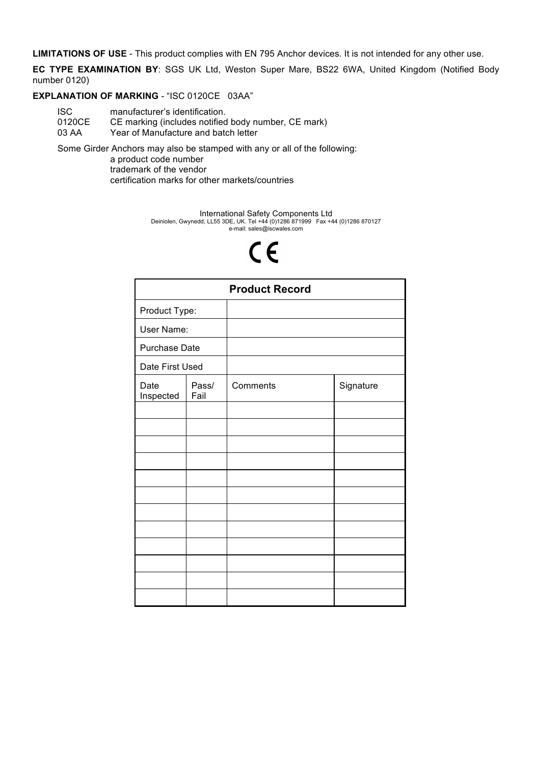**LIMITATIONS OF USE** - This product complies with EN 795 Anchor devices. It is not intended for any other use.

**EC TYPE EXAMINATION BY**: SGS UK Ltd, Weston Super Mare, BS22 6WA, United Kingdom (Notified Body number 0120)

**EXPLANATION OF MARKING** - "ISC 0120CE 03AA"

ISC manufacturer's identification.
0120CE CE marking (includes notified body number, CE mark)
03 AA Year of Manufacture and batch letter

Some Girder Anchors may also be stamped with any or all of the following:

- a product code number
- trademark of the vendor
- certification marks for other markets/countries

International Safety Components Ltd
Deiniolen, Gwynedd, LL55 3DE, UK. Tel +44 (0)1286 871999 Fax +44 (0)1286 870127
e-mail: sales@iscwales.com

CE

| Product Record | | | |
|---|---|---|---|
| Product Type: | | | |
| User Name: | | | |
| Purchase Date | | | |
| Date First Used | | | |
| Date Inspected | Pass/ Fail | Comments | Signature |
| | | | |
| | | | |
| | | | |
| | | | |
| | | | |
| | | | |
| | | | |
| | | | |
| | | | |
| | | | |
| | | | |
| | | | |